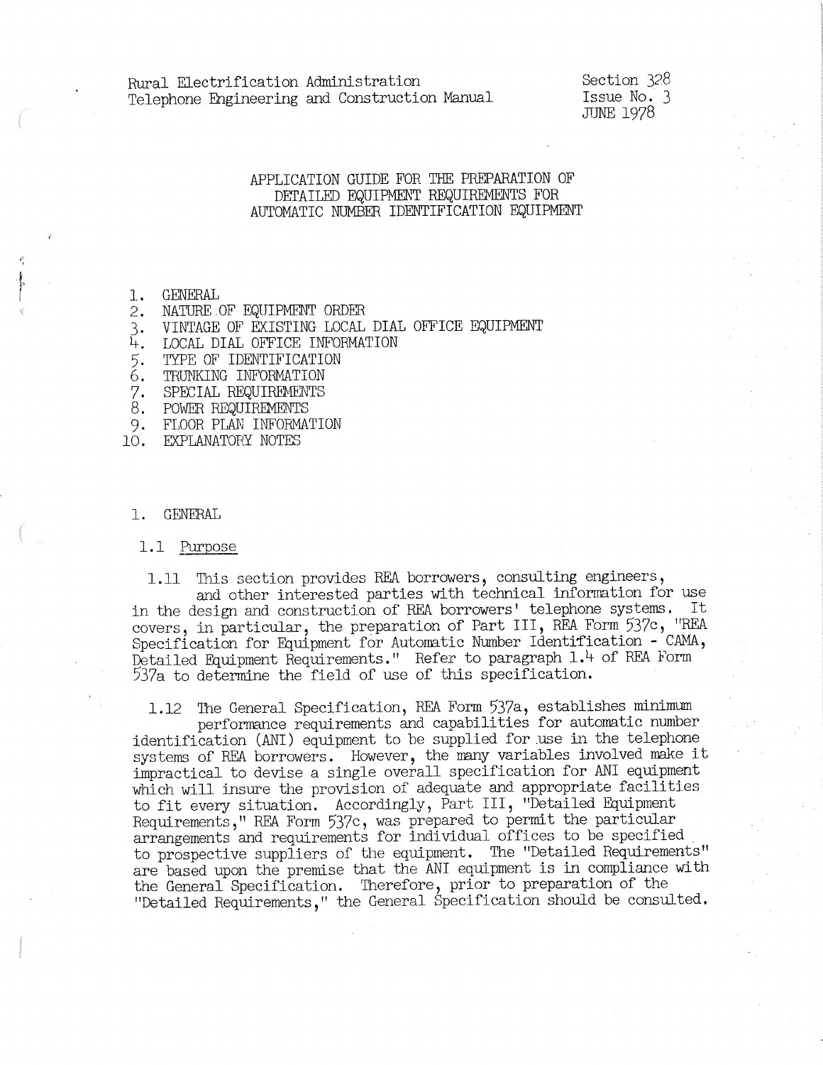Rural Electrification Administration
Telephone Engineering and Construction Manual

Section 328
Issue No. 3
JUNE 1978

# APPLICATION GUIDE FOR THE PREPARATION OF DETAILED EQUIPMENT REQUIREMENTS FOR AUTOMATIC NUMBER IDENTIFICATION EQUIPMENT

1. GENERAL
2. NATURE OF EQUIPMENT ORDER
3. VINTAGE OF EXISTING LOCAL DIAL OFFICE EQUIPMENT
4. LOCAL DIAL OFFICE INFORMATION
5. TYPE OF IDENTIFICATION
6. TRUNKING INFORMATION
7. SPECIAL REQUIREMENTS
8. POWER REQUIREMENTS
9. FLOOR PLAN INFORMATION
10. EXPLANATORY NOTES

## 1. GENERAL

### 1.1 Purpose

1.11 This section provides REA borrowers, consulting engineers, and other interested parties with technical information for use in the design and construction of REA borrowers' telephone systems. It covers, in particular, the preparation of Part III, REA Form 537c, "REA Specification for Equipment for Automatic Number Identification - CAMA, Detailed Equipment Requirements." Refer to paragraph 1.4 of REA Form 537a to determine the field of use of this specification.

1.12 The General Specification, REA Form 537a, establishes minimum performance requirements and capabilities for automatic number identification (ANI) equipment to be supplied for use in the telephone systems of REA borrowers. However, the many variables involved make it impractical to devise a single overall specification for ANI equipment which will insure the provision of adequate and appropriate facilities to fit every situation. Accordingly, Part III, "Detailed Equipment Requirements," REA Form 537c, was prepared to permit the particular arrangements and requirements for individual offices to be specified to prospective suppliers of the equipment. The "Detailed Requirements" are based upon the premise that the ANI equipment is in compliance with the General Specification. Therefore, prior to preparation of the "Detailed Requirements," the General Specification should be consulted.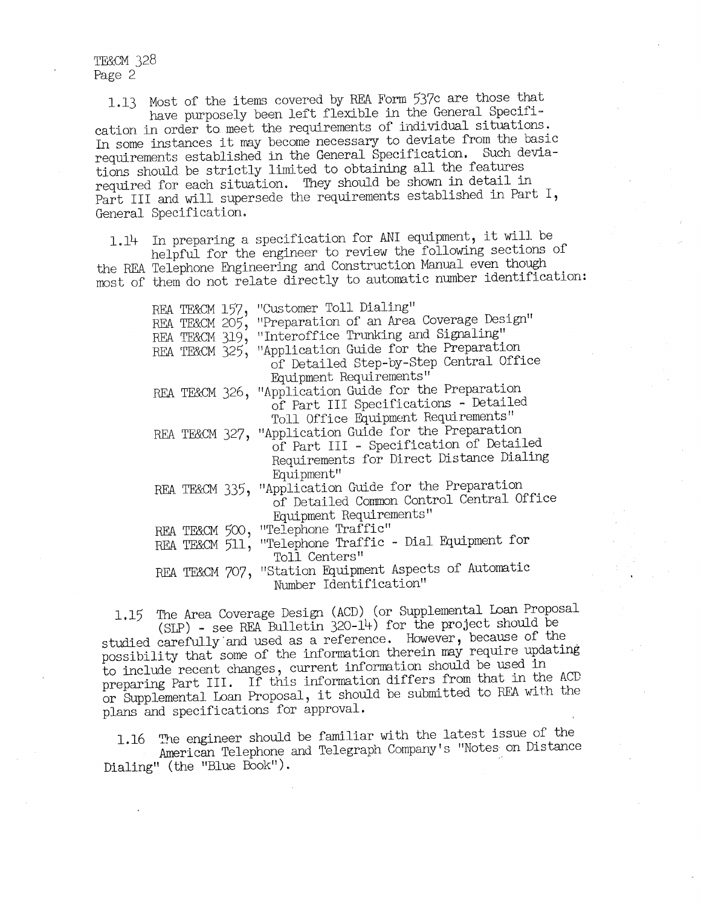1.13 Most of the items covered by REA Form 537c are those that have purposely been left flexible in the General Specification in order to meet the requirements of individual situations. In some instances it may become necessary to deviate from the basic requirements established in the General Specification. Such deviations should be strictly limited to obtaining all the features required for each situation. They should be shown in detail in Part III and will supersede the requirements established in Part I, General Specification.

1.14 In preparing a specification for ANI equipment, it will be helpful for the engineer to review the following sections of the REA Telephone Engineering and Construction Manual even though most of them do not relate directly to automatic number identification:

- REA TE&CM 157, "Customer Toll Dialing"
- REA TE&CM 205, "Preparation of an Area Coverage Design"
- REA TE&CM 319, "Interoffice Trunking and Signaling"
- REA TE&CM 325, "Application Guide for the Preparation of Detailed Step-by-Step Central Office Equipment Requirements"
- REA TE&CM 326, "Application Guide for the Preparation of Part III Specifications - Detailed Toll Office Equipment Requirements"
- REA TE&CM 327, "Application Guide for the Preparation of Part III - Specification of Detailed Requirements for Direct Distance Dialing Equipment"
- REA TE&CM 335, "Application Guide for the Preparation of Detailed Common Control Central Office Equipment Requirements"
- REA TE&CM 500, "Telephone Traffic"
- REA TE&CM 511, "Telephone Traffic - Dial Equipment for Toll Centers"
- REA TE&CM 707, "Station Equipment Aspects of Automatic Number Identification"

1.15 The Area Coverage Design (ACD) (or Supplemental Loan Proposal (SLP) - see REA Bulletin 320-14) for the project should be studied carefully and used as a reference. However, because of the possibility that some of the information therein may require updating to include recent changes, current information should be used in preparing Part III. If this information differs from that in the ACD or Supplemental Loan Proposal, it should be submitted to REA with the plans and specifications for approval.

1.16 The engineer should be familiar with the latest issue of the American Telephone and Telegraph Company's "Notes on Distance Dialing" (the "Blue Book").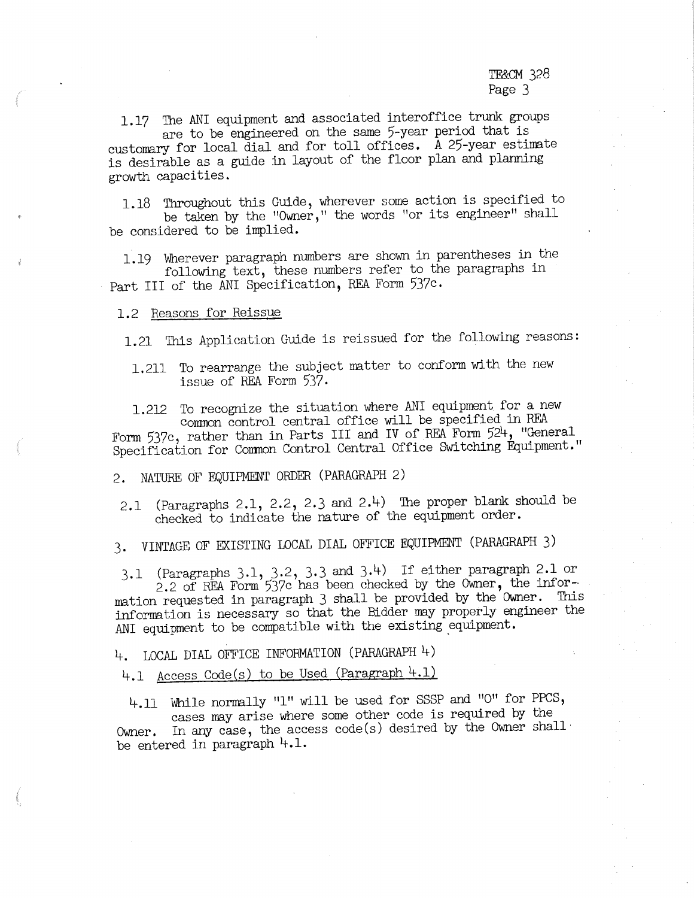1.17 The ANI equipment and associated interoffice trunk groups are to be engineered on the same 5-year period that is customary for local dial and for toll offices. A 25-year estimate is desirable as a guide in layout of the floor plan and planning growth capacities.

1.18 Throughout this Guide, wherever some action is specified to be taken by the "Owner," the words "or its engineer" shall be considered to be implied.

1.19 Wherever paragraph numbers are shown in parentheses in the following text, these numbers refer to the paragraphs in Part III of the ANI Specification, REA Form 537c.

1.2 Reasons for Reissue

1.21 This Application Guide is reissued for the following reasons:

1.211 To rearrange the subject matter to conform with the new issue of REA Form 537.

1.212 To recognize the situation where ANI equipment for a new common control central office will be specified in REA Form 537c, rather than in Parts III and IV of REA Form 524, "General Specification for Common Control Central Office Switching Equipment."

## 2. NATURE OF EQUIPMENT ORDER (PARAGRAPH 2)

2.1 (Paragraphs 2.1, 2.2, 2.3 and 2.4) The proper blank should be checked to indicate the nature of the equipment order.

## 3. VINTAGE OF EXISTING LOCAL DIAL OFFICE EQUIPMENT (PARAGRAPH 3)

3.1 (Paragraphs 3.1, 3.2, 3.3 and 3.4) If either paragraph 2.1 or 2.2 of REA Form 537c has been checked by the Owner, the information requested in paragraph 3 shall be provided by the Owner. This information is necessary so that the Bidder may properly engineer the ANI equipment to be compatible with the existing equipment.

## 4. LOCAL DIAL OFFICE INFORMATION (PARAGRAPH 4)

4.1 Access Code(s) to be Used (Paragraph 4.1)

4.11 While normally "1" will be used for SSSP and "0" for PPCS, cases may arise where some other code is required by the Owner. In any case, the access code(s) desired by the Owner shall be entered in paragraph 4.1.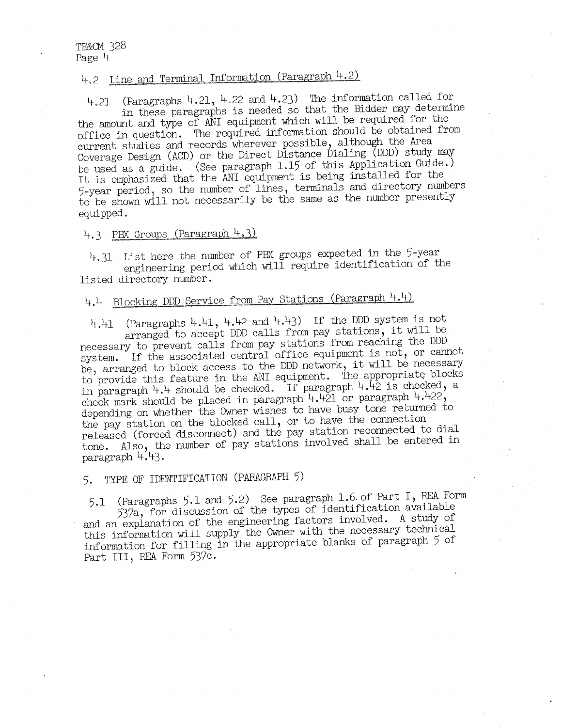## 4.2 Line and Terminal Information (Paragraph 4.2)

4.21 (Paragraphs 4.21, 4.22 and 4.23) The information called for in these paragraphs is needed so that the Bidder may determine the amount and type of ANI equipment which will be required for the office in question. The required information should be obtained from current studies and records wherever possible, although the Area Coverage Design (ACD) or the Direct Distance Dialing (DDD) study may be used as a guide. (See paragraph 1.15 of this Application Guide.) It is emphasized that the ANI equipment is being installed for the 5-year period, so the number of lines, terminals and directory numbers to be shown will not necessarily be the same as the number presently equipped.

## 4.3 PBX Groups (Paragraph 4.3)

4.31 List here the number of PBX groups expected in the 5-year engineering period which will require identification of the listed directory number.

## 4.4 Blocking DDD Service from Pay Stations (Paragraph 4.4)

4.41 (Paragraphs 4.41, 4.42 and 4.43) If the DDD system is not arranged to accept DDD calls from pay stations, it will be necessary to prevent calls from pay stations from reaching the DDD system. If the associated central office equipment is not, or cannot be, arranged to block access to the DDD network, it will be necessary to provide this feature in the ANI equipment. The appropriate blocks in paragraph 4.4 should be checked. If paragraph 4.42 is checked, a check mark should be placed in paragraph 4.421 or paragraph 4.422, depending on whether the Owner wishes to have busy tone returned to the pay station on the blocked call, or to have the connection released (forced disconnect) and the pay station reconnected to dial tone. Also, the number of pay stations involved shall be entered in paragraph 4.43.

# 5. TYPE OF IDENTIFICATION (PARAGRAPH 5)

5.1 (Paragraphs 5.1 and 5.2) See paragraph 1.6 of Part I, REA Form 537a, for discussion of the types of identification available and an explanation of the engineering factors involved. A study of this information will supply the Owner with the necessary technical information for filling in the appropriate blanks of paragraph 5 of Part III, REA Form 537c.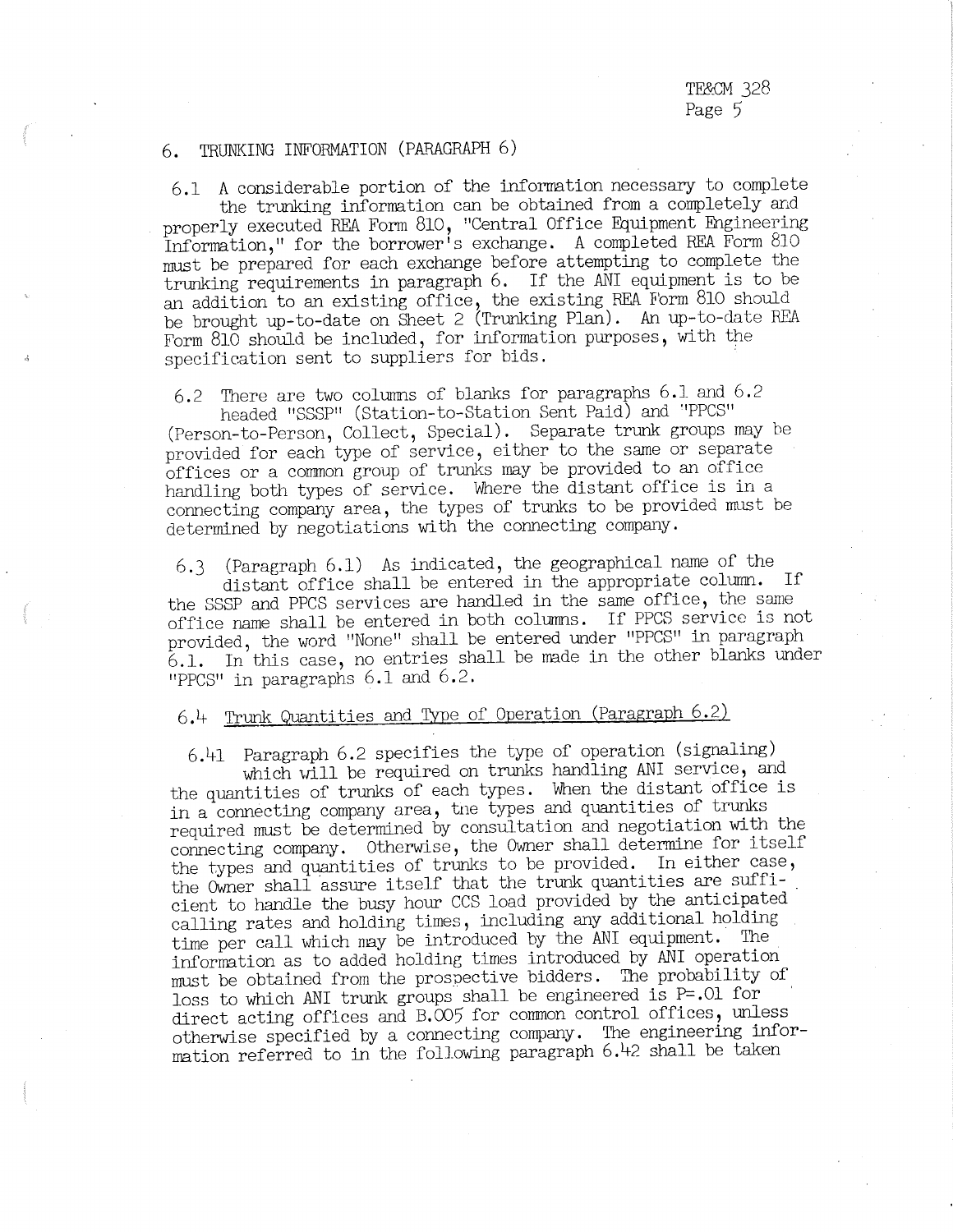## 6. TRUNKING INFORMATION (PARAGRAPH 6)

6.1 A considerable portion of the information necessary to complete the trunking information can be obtained from a completely and properly executed REA Form 810, "Central Office Equipment Engineering Information," for the borrower's exchange. A completed REA Form 810 must be prepared for each exchange before attempting to complete the trunking requirements in paragraph 6. If the ANI equipment is to be an addition to an existing office, the existing REA Form 810 should be brought up-to-date on Sheet 2 (Trunking Plan). An up-to-date REA Form 810 should be included, for information purposes, with the specification sent to suppliers for bids.

6.2 There are two columns of blanks for paragraphs 6.1 and 6.2 headed "SSSP" (Station-to-Station Sent Paid) and "PPCS" (Person-to-Person, Collect, Special). Separate trunk groups may be provided for each type of service, either to the same or separate offices or a common group of trunks may be provided to an office handling both types of service. Where the distant office is in a connecting company area, the types of trunks to be provided must be determined by negotiations with the connecting company.

6.3 (Paragraph 6.1) As indicated, the geographical name of the distant office shall be entered in the appropriate column. If the SSSP and PPCS services are handled in the same office, the same office name shall be entered in both columns. If PPCS service is not provided, the word "None" shall be entered under "PPCS" in paragraph 6.1. In this case, no entries shall be made in the other blanks under "PPCS" in paragraphs 6.1 and 6.2.

### 6.4 Trunk Quantities and Type of Operation (Paragraph 6.2)

6.41 Paragraph 6.2 specifies the type of operation (signaling) which will be required on trunks handling ANI service, and the quantities of trunks of each types. When the distant office is in a connecting company area, the types and quantities of trunks required must be determined by consultation and negotiation with the connecting company. Otherwise, the Owner shall determine for itself the types and quantities of trunks to be provided. In either case, the Owner shall assure itself that the trunk quantities are sufficient to handle the busy hour CCS load provided by the anticipated calling rates and holding times, including any additional holding time per call which may be introduced by the ANI equipment. The information as to added holding times introduced by ANI operation must be obtained from the prospective bidders. The probability of loss to which ANI trunk groups shall be engineered is P=.01 for direct acting offices and B.005 for common control offices, unless otherwise specified by a connecting company. The engineering information referred to in the following paragraph 6.42 shall be taken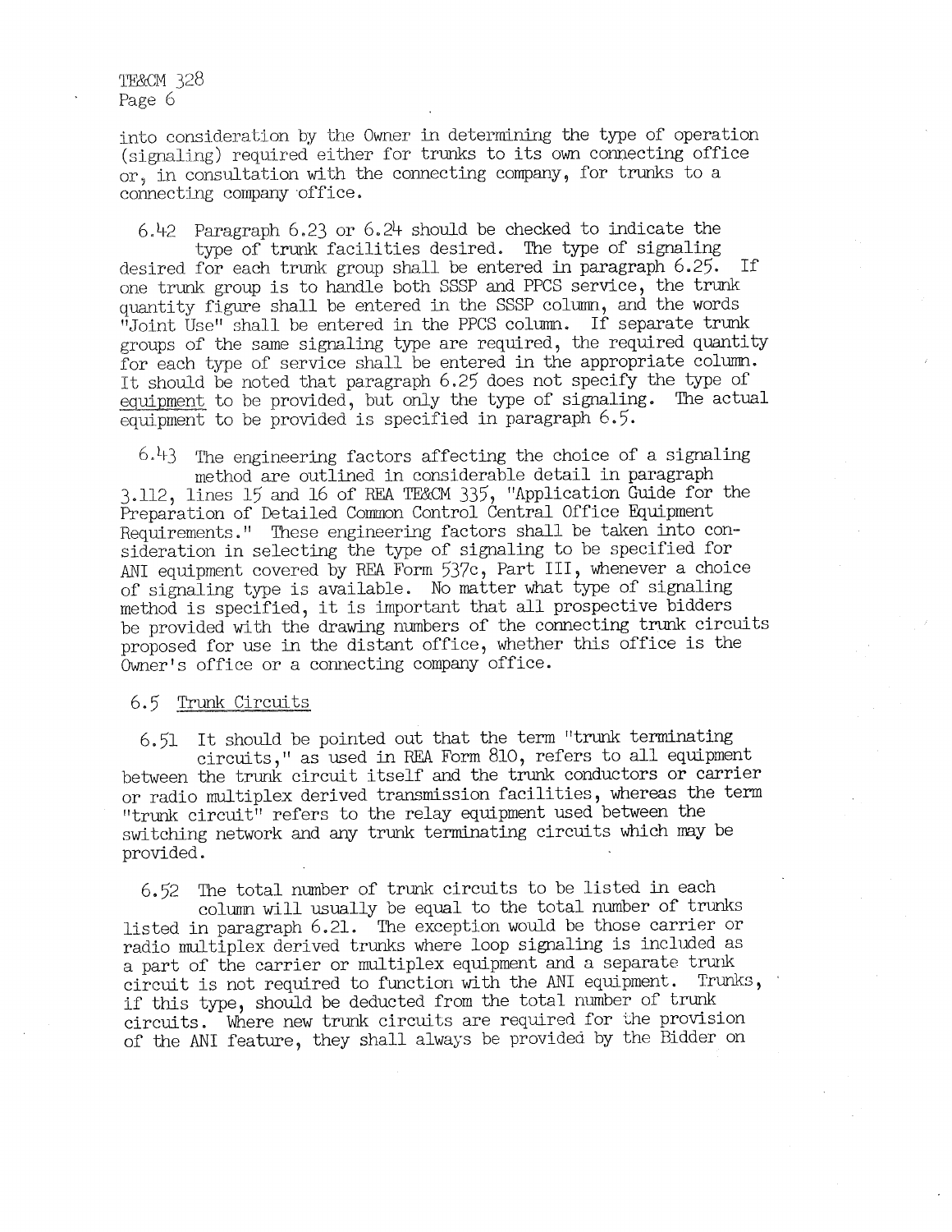into consideration by the Owner in determining the type of operation (signaling) required either for trunks to its own connecting office or, in consultation with the connecting company, for trunks to a connecting company office.

6.42 Paragraph 6.23 or 6.24 should be checked to indicate the type of trunk facilities desired. The type of signaling desired for each trunk group shall be entered in paragraph 6.25. If one trunk group is to handle both SSSP and PPCS service, the trunk quantity figure shall be entered in the SSSP column, and the words "Joint Use" shall be entered in the PPCS column. If separate trunk groups of the same signaling type are required, the required quantity for each type of service shall be entered in the appropriate column. It should be noted that paragraph 6.25 does not specify the type of equipment to be provided, but only the type of signaling. The actual equipment to be provided is specified in paragraph 6.5.

6.43 The engineering factors affecting the choice of a signaling method are outlined in considerable detail in paragraph 3.112, lines 15 and 16 of REA TE&CM 335, "Application Guide for the Preparation of Detailed Common Control Central Office Equipment Requirements." These engineering factors shall be taken into consideration in selecting the type of signaling to be specified for ANI equipment covered by REA Form 537c, Part III, whenever a choice of signaling type is available. No matter what type of signaling method is specified, it is important that all prospective bidders be provided with the drawing numbers of the connecting trunk circuits proposed for use in the distant office, whether this office is the Owner's office or a connecting company office.

6.5 Trunk Circuits

6.51 It should be pointed out that the term "trunk terminating circuits," as used in REA Form 810, refers to all equipment between the trunk circuit itself and the trunk conductors or carrier or radio multiplex derived transmission facilities, whereas the term "trunk circuit" refers to the relay equipment used between the switching network and any trunk terminating circuits which may be provided.

6.52 The total number of trunk circuits to be listed in each column will usually be equal to the total number of trunks listed in paragraph 6.21. The exception would be those carrier or radio multiplex derived trunks where loop signaling is included as a part of the carrier or multiplex equipment and a separate trunk circuit is not required to function with the ANI equipment. Trunks, if this type, should be deducted from the total number of trunk circuits. Where new trunk circuits are required for the provision of the ANI feature, they shall always be provided by the Bidder on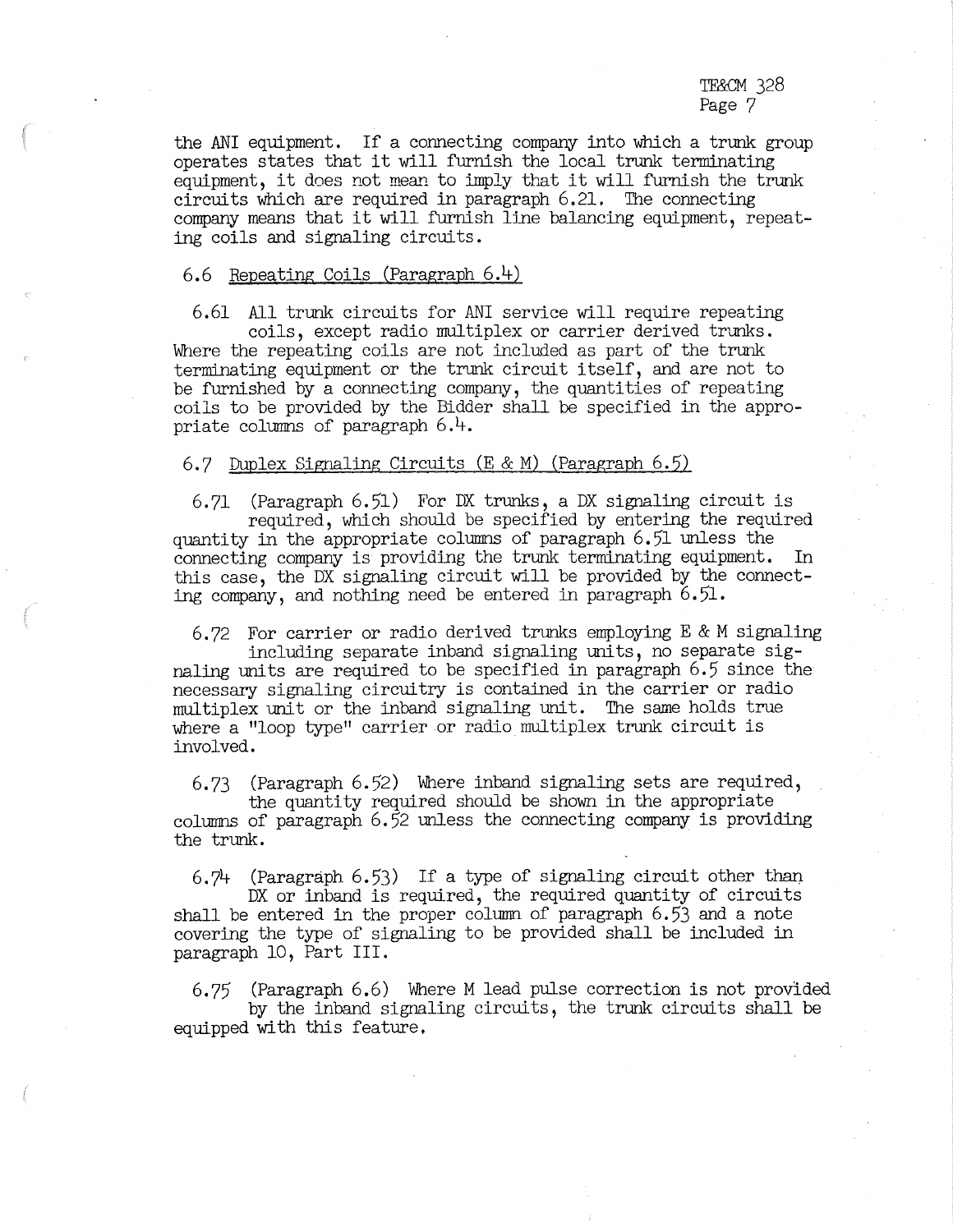the ANI equipment. If a connecting company into which a trunk group operates states that it will furnish the local trunk terminating equipment, it does not mean to imply that it will furnish the trunk circuits which are required in paragraph 6.21. The connecting company means that it will furnish line balancing equipment, repeating coils and signaling circuits.

6.6 Repeating Coils (Paragraph 6.4)

6.61 All trunk circuits for ANI service will require repeating coils, except radio multiplex or carrier derived trunks. Where the repeating coils are not included as part of the trunk terminating equipment or the trunk circuit itself, and are not to be furnished by a connecting company, the quantities of repeating coils to be provided by the Bidder shall be specified in the appropriate columns of paragraph 6.4.

6.7 Duplex Signaling Circuits (E & M) (Paragraph 6.5)

6.71 (Paragraph 6.51) For DX trunks, a DX signaling circuit is required, which should be specified by entering the required quantity in the appropriate columns of paragraph 6.51 unless the connecting company is providing the trunk terminating equipment. In this case, the DX signaling circuit will be provided by the connecting company, and nothing need be entered in paragraph 6.51.

6.72 For carrier or radio derived trunks employing E & M signaling including separate inband signaling units, no separate signaling units are required to be specified in paragraph 6.5 since the necessary signaling circuitry is contained in the carrier or radio multiplex unit or the inband signaling unit. The same holds true where a "loop type" carrier or radio multiplex trunk circuit is involved.

6.73 (Paragraph 6.52) Where inband signaling sets are required, the quantity required should be shown in the appropriate columns of paragraph 6.52 unless the connecting company is providing the trunk.

6.74 (Paragraph 6.53) If a type of signaling circuit other than DX or inband is required, the required quantity of circuits shall be entered in the proper column of paragraph 6.53 and a note covering the type of signaling to be provided shall be included in paragraph 10, Part III.

6.75 (Paragraph 6.6) Where M lead pulse correction is not provided by the inband signaling circuits, the trunk circuits shall be equipped with this feature.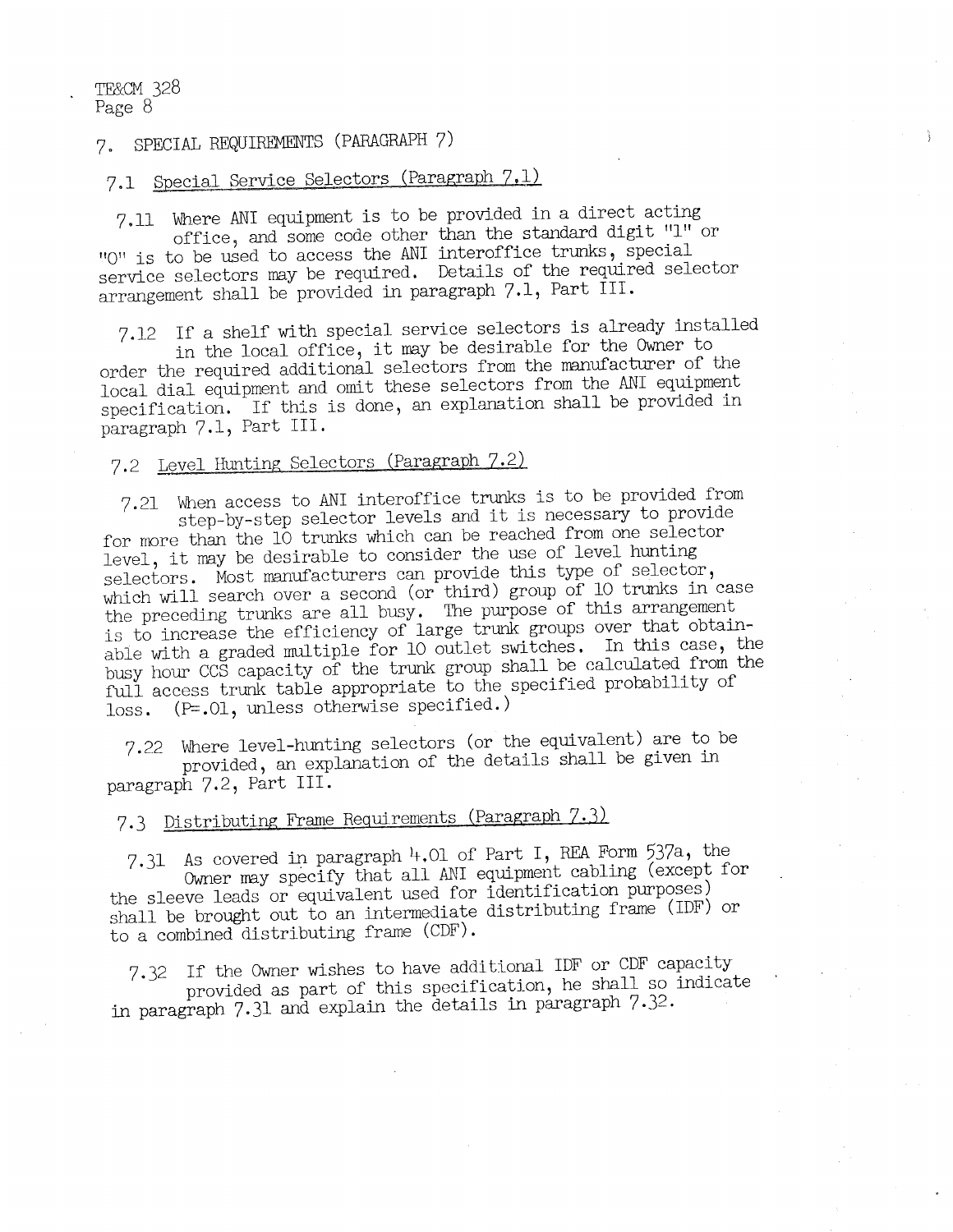## 7. SPECIAL REQUIREMENTS (PARAGRAPH 7)

### 7.1 Special Service Selectors (Paragraph 7.1)

7.11 Where ANI equipment is to be provided in a direct acting office, and some code other than the standard digit "1" or "0" is to be used to access the ANI interoffice trunks, special service selectors may be required. Details of the required selector arrangement shall be provided in paragraph 7.1, Part III.

7.12 If a shelf with special service selectors is already installed in the local office, it may be desirable for the Owner to order the required additional selectors from the manufacturer of the local dial equipment and omit these selectors from the ANI equipment specification. If this is done, an explanation shall be provided in paragraph 7.1, Part III.

### 7.2 Level Hunting Selectors (Paragraph 7.2)

7.21 When access to ANI interoffice trunks is to be provided from step-by-step selector levels and it is necessary to provide for more than the 10 trunks which can be reached from one selector level, it may be desirable to consider the use of level hunting selectors. Most manufacturers can provide this type of selector, which will search over a second (or third) group of 10 trunks in case the preceding trunks are all busy. The purpose of this arrangement is to increase the efficiency of large trunk groups over that obtainable with a graded multiple for 10 outlet switches. In this case, the busy hour CCS capacity of the trunk group shall be calculated from the full access trunk table appropriate to the specified probability of loss. (P=.01, unless otherwise specified.)

7.22 Where level-hunting selectors (or the equivalent) are to be provided, an explanation of the details shall be given in paragraph 7.2, Part III.

### 7.3 Distributing Frame Requirements (Paragraph 7.3)

7.31 As covered in paragraph 4.01 of Part I, REA Form 537a, the Owner may specify that all ANI equipment cabling (except for the sleeve leads or equivalent used for identification purposes) shall be brought out to an intermediate distributing frame (IDF) or to a combined distributing frame (CDF).

7.32 If the Owner wishes to have additional IDF or CDF capacity provided as part of this specification, he shall so indicate in paragraph 7.31 and explain the details in paragraph 7.32.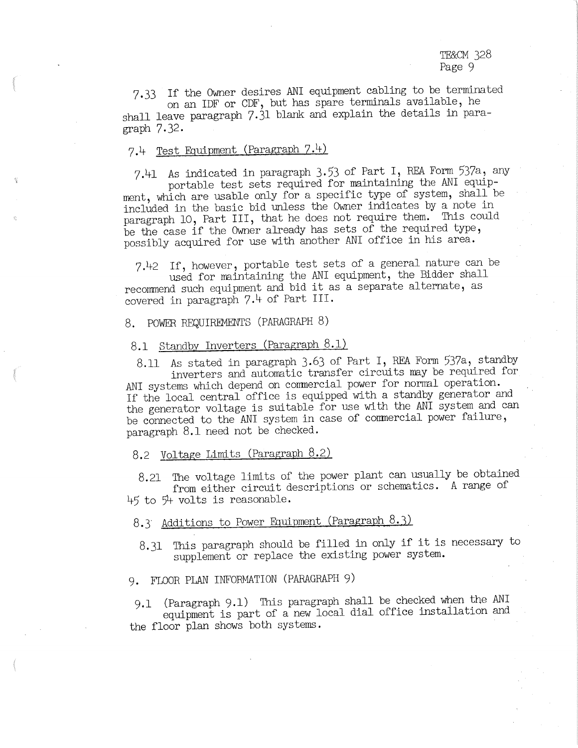7.33 If the Owner desires ANI equipment cabling to be terminated on an IDF or CDF, but has spare terminals available, he shall leave paragraph 7.31 blank and explain the details in paragraph 7.32.

### 7.4 Test Equipment (Paragraph 7.4)

7.41 As indicated in paragraph 3.53 of Part I, REA Form 537a, any portable test sets required for maintaining the ANI equipment, which are usable only for a specific type of system, shall be included in the basic bid unless the Owner indicates by a note in paragraph 10, Part III, that he does not require them. This could be the case if the Owner already has sets of the required type, possibly acquired for use with another ANI office in his area.

7.42 If, however, portable test sets of a general nature can be used for maintaining the ANI equipment, the Bidder shall recommend such equipment and bid it as a separate alternate, as covered in paragraph 7.4 of Part III.

## 8. POWER REQUIREMENTS (PARAGRAPH 8)

### 8.1 Standby Inverters (Paragraph 8.1)

8.11 As stated in paragraph 3.63 of Part I, REA Form 537a, standby inverters and automatic transfer circuits may be required for ANI systems which depend on commercial power for normal operation. If the local central office is equipped with a standby generator and the generator voltage is suitable for use with the ANI system and can be connected to the ANI system in case of commercial power failure, paragraph 8.1 need not be checked.

### 8.2 Voltage Limits (Paragraph 8.2)

8.21 The voltage limits of the power plant can usually be obtained from either circuit descriptions or schematics. A range of 45 to 54 volts is reasonable.

### 8.3 Additions to Power Equipment (Paragraph 8.3)

8.31 This paragraph should be filled in only if it is necessary to supplement or replace the existing power system.

## 9. FLOOR PLAN INFORMATION (PARAGRAPH 9)

9.1 (Paragraph 9.1) This paragraph shall be checked when the ANI equipment is part of a new local dial office installation and the floor plan shows both systems.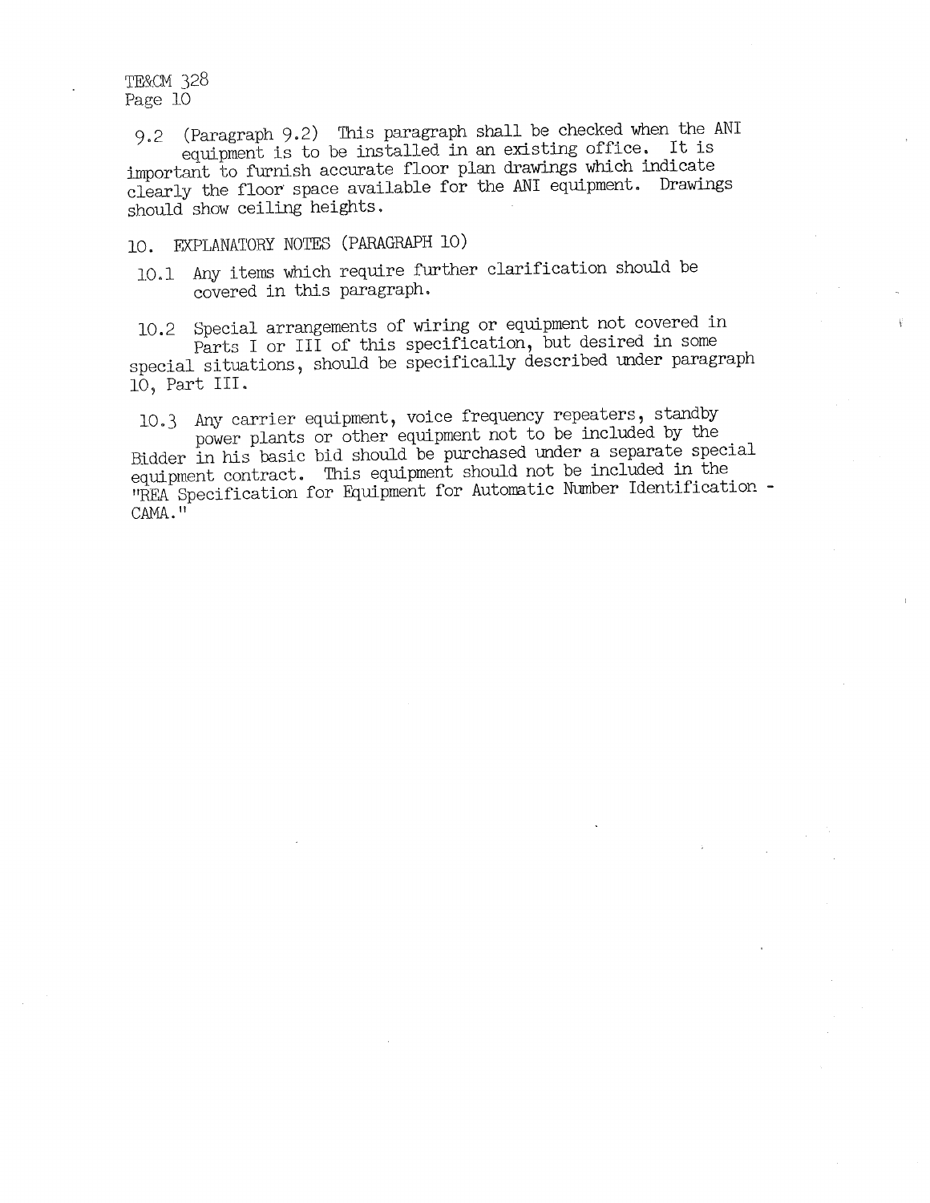9.2 (Paragraph 9.2) This paragraph shall be checked when the ANI equipment is to be installed in an existing office. It is important to furnish accurate floor plan drawings which indicate clearly the floor space available for the ANI equipment. Drawings should show ceiling heights.

10. EXPLANATORY NOTES (PARAGRAPH 10)

10.1 Any items which require further clarification should be covered in this paragraph.

10.2 Special arrangements of wiring or equipment not covered in Parts I or III of this specification, but desired in some special situations, should be specifically described under paragraph 10, Part III.

10.3 Any carrier equipment, voice frequency repeaters, standby power plants or other equipment not to be included by the Bidder in his basic bid should be purchased under a separate special equipment contract. This equipment should not be included in the "REA Specification for Equipment for Automatic Number Identification - CAMA."